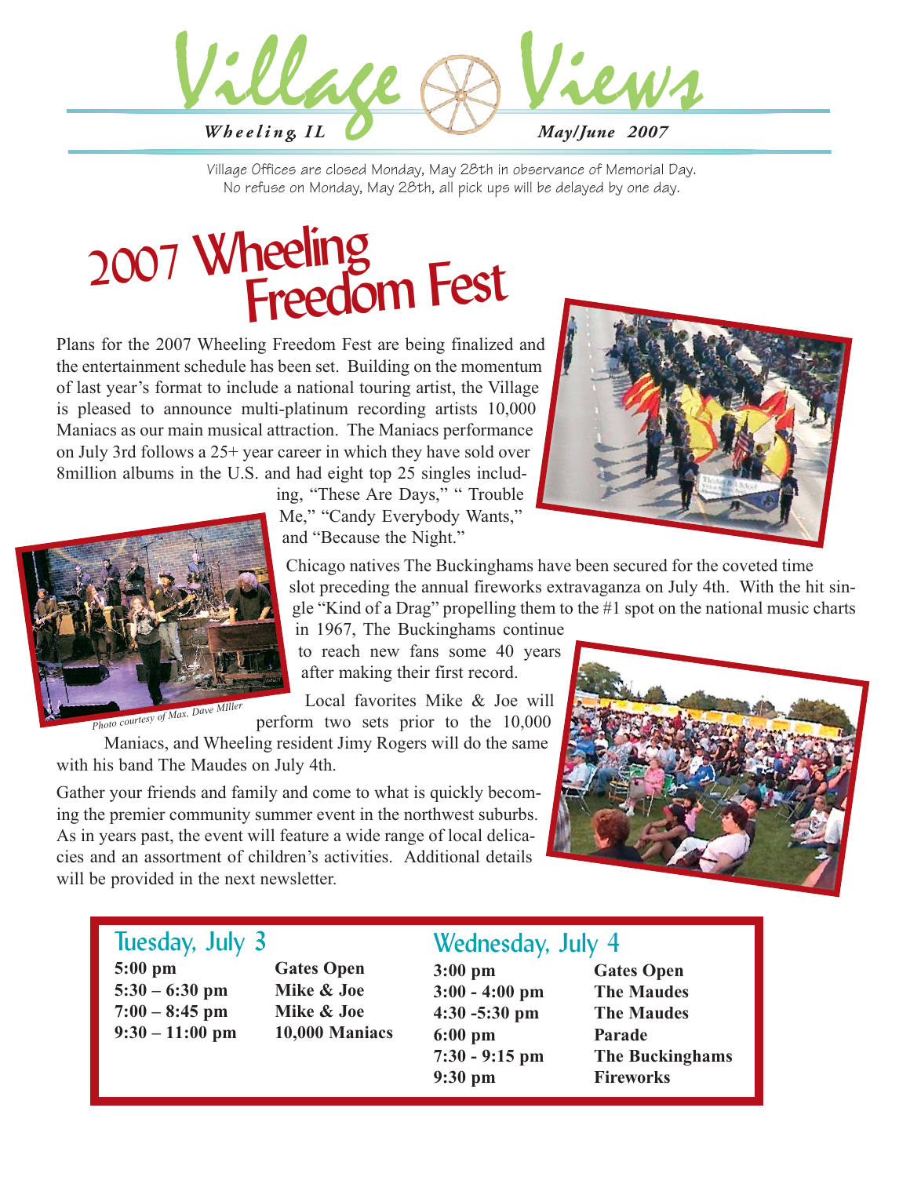# Village Views

*Wheeling, IL* — *May/June 2007*

Village Offices are closed Monday, May 28th in observance of Memorial Day.
No refuse on Monday, May 28th, all pick ups will be delayed by one day.

## 2007 Wheeling Freedom Fest

Plans for the 2007 Wheeling Freedom Fest are being finalized and the entertainment schedule has been set. Building on the momentum of last year's format to include a national touring artist, the Village is pleased to announce multi-platinum recording artists 10,000 Maniacs as our main musical attraction. The Maniacs performance on July 3rd follows a 25+ year career in which they have sold over 8million albums in the U.S. and had eight top 25 singles including, "These Are Days," " Trouble Me," "Candy Everybody Wants," and "Because the Night."

Photo courtesy of Max, Dave Miller

Chicago natives The Buckinghams have been secured for the coveted time slot preceding the annual fireworks extravaganza on July 4th. With the hit single "Kind of a Drag" propelling them to the #1 spot on the national music charts in 1967, The Buckinghams continue to reach new fans some 40 years after making their first record.

Local favorites Mike & Joe will perform two sets prior to the 10,000 Maniacs, and Wheeling resident Jimy Rogers will do the same with his band The Maudes on July 4th.

Gather your friends and family and come to what is quickly becoming the premier community summer event in the northwest suburbs. As in years past, the event will feature a wide range of local delicacies and an assortment of children's activities. Additional details will be provided in the next newsletter.

### Tuesday, July 3

| Time | Event |
|---|---|
| **5:00 pm** | **Gates Open** |
| **5:30 – 6:30 pm** | **Mike & Joe** |
| **7:00 – 8:45 pm** | **Mike & Joe** |
| **9:30 – 11:00 pm** | **10,000 Maniacs** |

### Wednesday, July 4

| Time | Event |
|---|---|
| **3:00 pm** | **Gates Open** |
| **3:00 - 4:00 pm** | **The Maudes** |
| **4:30 -5:30 pm** | **The Maudes** |
| **6:00 pm** | **Parade** |
| **7:30 - 9:15 pm** | **The Buckinghams** |
| **9:30 pm** | **Fireworks** |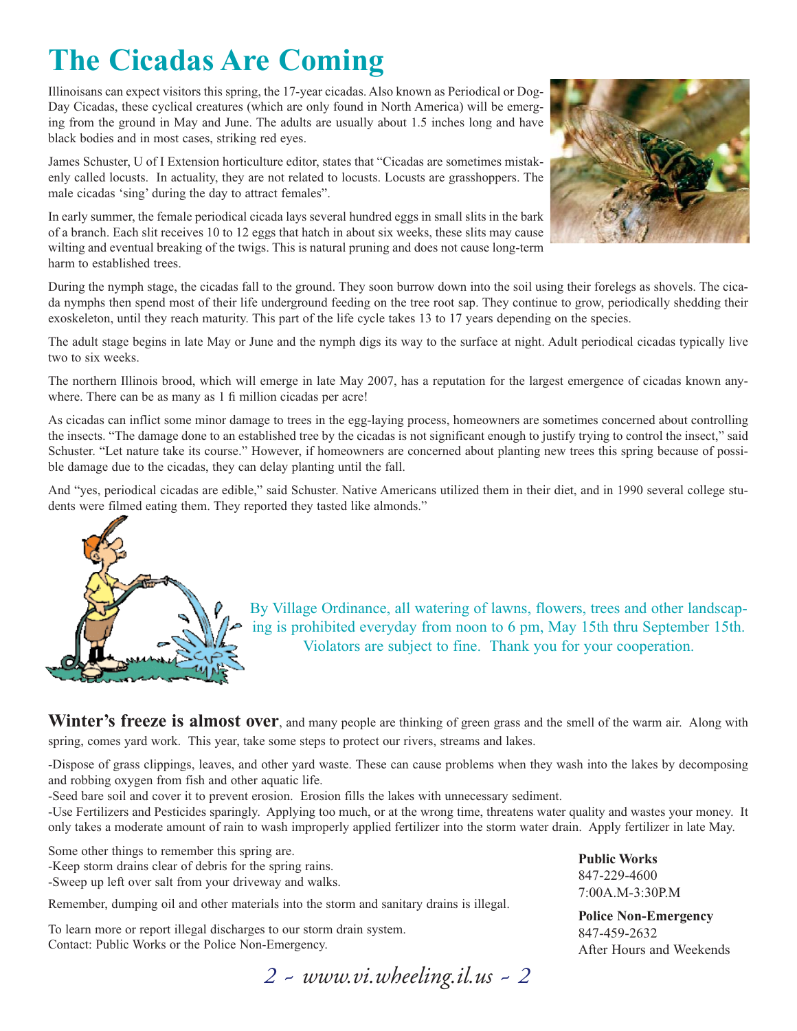# The Cicadas Are Coming

Illinoisans can expect visitors this spring, the 17-year cicadas. Also known as Periodical or Dog-Day Cicadas, these cyclical creatures (which are only found in North America) will be emerging from the ground in May and June. The adults are usually about 1.5 inches long and have black bodies and in most cases, striking red eyes.

James Schuster, U of I Extension horticulture editor, states that "Cicadas are sometimes mistakenly called locusts. In actuality, they are not related to locusts. Locusts are grasshoppers. The male cicadas 'sing' during the day to attract females".

In early summer, the female periodical cicada lays several hundred eggs in small slits in the bark of a branch. Each slit receives 10 to 12 eggs that hatch in about six weeks, these slits may cause wilting and eventual breaking of the twigs. This is natural pruning and does not cause long-term harm to established trees.

During the nymph stage, the cicadas fall to the ground. They soon burrow down into the soil using their forelegs as shovels. The cicada nymphs then spend most of their life underground feeding on the tree root sap. They continue to grow, periodically shedding their exoskeleton, until they reach maturity. This part of the life cycle takes 13 to 17 years depending on the species.

The adult stage begins in late May or June and the nymph digs its way to the surface at night. Adult periodical cicadas typically live two to six weeks.

The northern Illinois brood, which will emerge in late May 2007, has a reputation for the largest emergence of cicadas known anywhere. There can be as many as 1 fi million cicadas per acre!

As cicadas can inflict some minor damage to trees in the egg-laying process, homeowners are sometimes concerned about controlling the insects. "The damage done to an established tree by the cicadas is not significant enough to justify trying to control the insect," said Schuster. "Let nature take its course." However, if homeowners are concerned about planting new trees this spring because of possible damage due to the cicadas, they can delay planting until the fall.

And "yes, periodical cicadas are edible," said Schuster. Native Americans utilized them in their diet, and in 1990 several college students were filmed eating them. They reported they tasted like almonds."

By Village Ordinance, all watering of lawns, flowers, trees and other landscaping is prohibited everyday from noon to 6 pm, May 15th thru September 15th. Violators are subject to fine. Thank you for your cooperation.

**Winter's freeze is almost over**, and many people are thinking of green grass and the smell of the warm air. Along with spring, comes yard work. This year, take some steps to protect our rivers, streams and lakes.

-Dispose of grass clippings, leaves, and other yard waste. These can cause problems when they wash into the lakes by decomposing and robbing oxygen from fish and other aquatic life.
-Seed bare soil and cover it to prevent erosion. Erosion fills the lakes with unnecessary sediment.
-Use Fertilizers and Pesticides sparingly. Applying too much, or at the wrong time, threatens water quality and wastes your money. It only takes a moderate amount of rain to wash improperly applied fertilizer into the storm water drain. Apply fertilizer in late May.

Some other things to remember this spring are.
-Keep storm drains clear of debris for the spring rains.
-Sweep up left over salt from your driveway and walks.

Remember, dumping oil and other materials into the storm and sanitary drains is illegal.

To learn more or report illegal discharges to our storm drain system.
Contact: Public Works or the Police Non-Emergency.

**Public Works**
847-229-4600
7:00A.M-3:30P.M

**Police Non-Emergency**
847-459-2632
After Hours and Weekends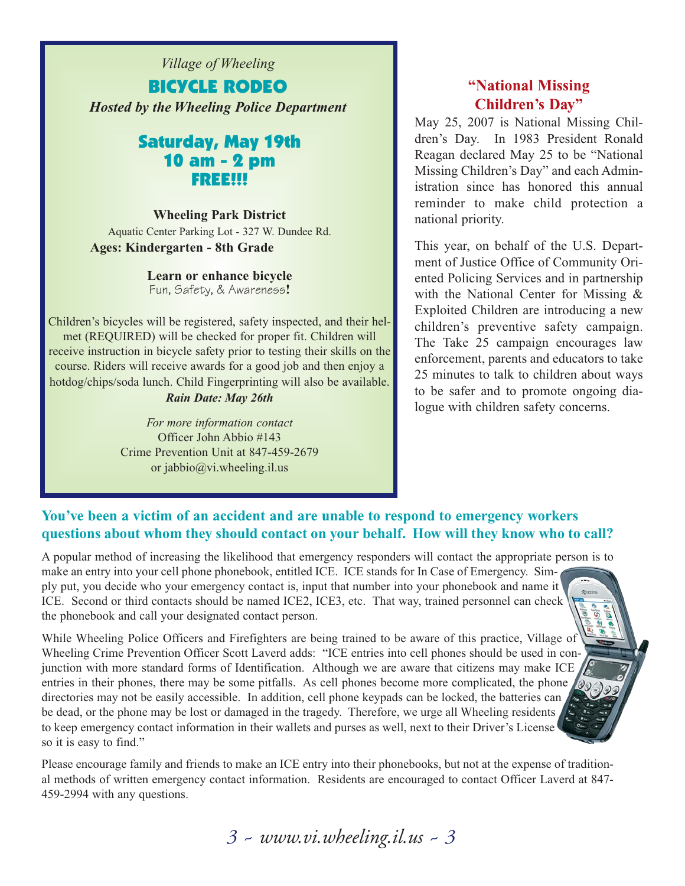*Village of Wheeling*

## BICYCLE RODEO

***Hosted by the Wheeling Police Department***

### Saturday, May 19th
### 10 am - 2 pm
### FREE!!!

**Wheeling Park District**
Aquatic Center Parking Lot - 327 W. Dundee Rd.
**Ages: Kindergarten - 8th Grade**

**Learn or enhance bicycle**
Fun, Safety, & Awareness!

Children's bicycles will be registered, safety inspected, and their helmet (REQUIRED) will be checked for proper fit. Children will receive instruction in bicycle safety prior to testing their skills on the course. Riders will receive awards for a good job and then enjoy a hotdog/chips/soda lunch. Child Fingerprinting will also be available.

***Rain Date: May 26th***

*For more information contact*
Officer John Abbio #143
Crime Prevention Unit at 847-459-2679
or jabbio@vi.wheeling.il.us

## "National Missing Children's Day"

May 25, 2007 is National Missing Children's Day. In 1983 President Ronald Reagan declared May 25 to be "National Missing Children's Day" and each Administration since has honored this annual reminder to make child protection a national priority.

This year, on behalf of the U.S. Department of Justice Office of Community Oriented Policing Services and in partnership with the National Center for Missing & Exploited Children are introducing a new children's preventive safety campaign. The Take 25 campaign encourages law enforcement, parents and educators to take 25 minutes to talk to children about ways to be safer and to promote ongoing dialogue with children safety concerns.

## You've been a victim of an accident and are unable to respond to emergency workers questions about whom they should contact on your behalf. How will they know who to call?

A popular method of increasing the likelihood that emergency responders will contact the appropriate person is to make an entry into your cell phone phonebook, entitled ICE. ICE stands for In Case of Emergency. Simply put, you decide who your emergency contact is, input that number into your phonebook and name it ICE. Second or third contacts should be named ICE2, ICE3, etc. That way, trained personnel can check the phonebook and call your designated contact person.

While Wheeling Police Officers and Firefighters are being trained to be aware of this practice, Village of Wheeling Crime Prevention Officer Scott Laverd adds: "ICE entries into cell phones should be used in conjunction with more standard forms of Identification. Although we are aware that citizens may make ICE entries in their phones, there may be some pitfalls. As cell phones become more complicated, the phone directories may not be easily accessible. In addition, cell phone keypads can be locked, the batteries can be dead, or the phone may be lost or damaged in the tragedy. Therefore, we urge all Wheeling residents to keep emergency contact information in their wallets and purses as well, next to their Driver's License so it is easy to find."

Please encourage family and friends to make an ICE entry into their phonebooks, but not at the expense of traditional methods of written emergency contact information. Residents are encouraged to contact Officer Laverd at 847-459-2994 with any questions.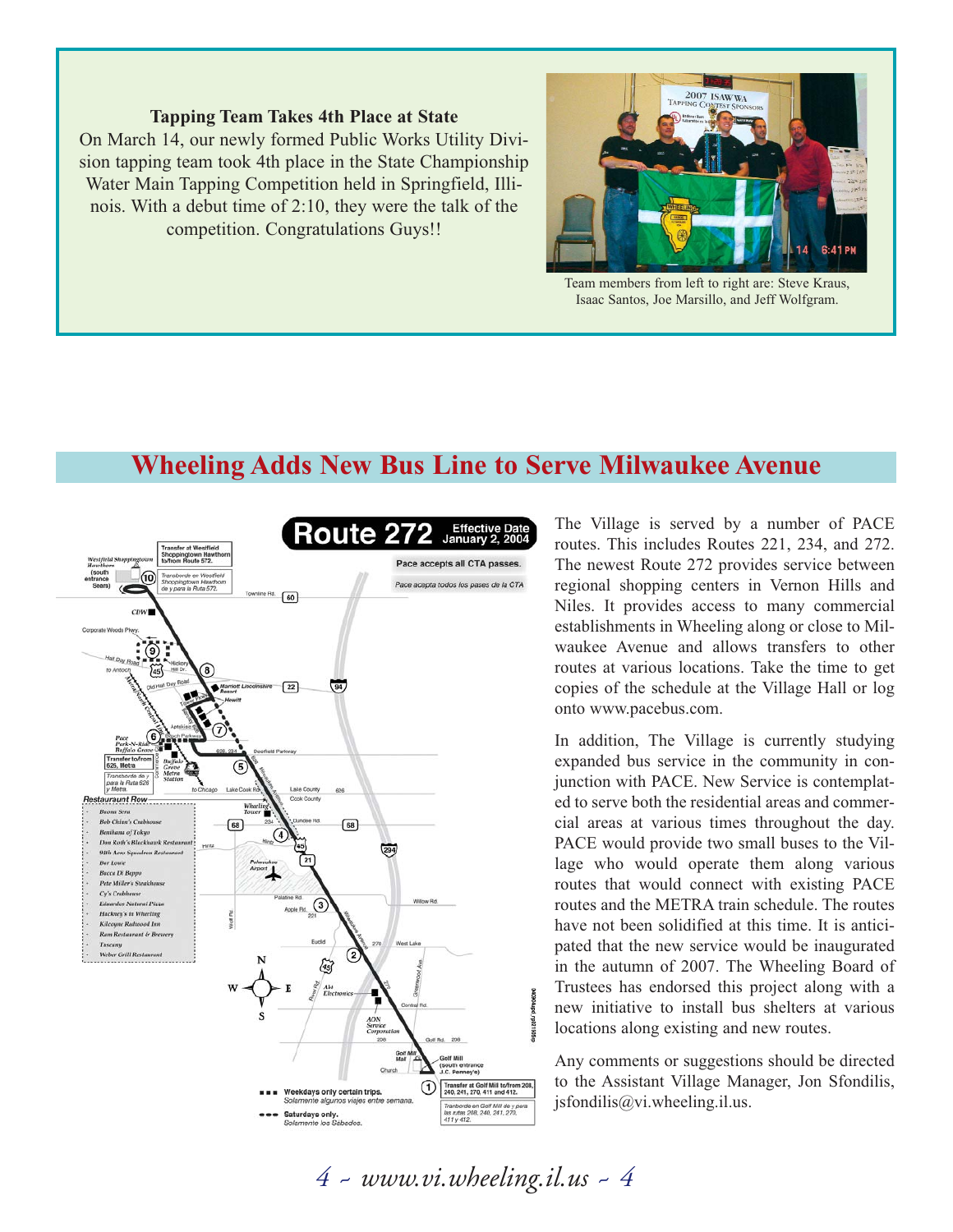**Tapping Team Takes 4th Place at State**

On March 14, our newly formed Public Works Utility Division tapping team took 4th place in the State Championship Water Main Tapping Competition held in Springfield, Illinois. With a debut time of 2:10, they were the talk of the competition. Congratulations Guys!!

Team members from left to right are: Steve Kraus, Isaac Santos, Joe Marsillo, and Jeff Wolfgram.

## Wheeling Adds New Bus Line to Serve Milwaukee Avenue

The Village is served by a number of PACE routes. This includes Routes 221, 234, and 272. The newest Route 272 provides service between regional shopping centers in Vernon Hills and Niles. It provides access to many commercial establishments in Wheeling along or close to Milwaukee Avenue and allows transfers to other routes at various locations. Take the time to get copies of the schedule at the Village Hall or log onto www.pacebus.com.

In addition, The Village is currently studying expanded bus service in the community in conjunction with PACE. New Service is contemplated to serve both the residential areas and commercial areas at various times throughout the day. PACE would provide two small buses to the Village who would operate them along various routes that would connect with existing PACE routes and the METRA train schedule. The routes have not been solidified at this time. It is anticipated that the new service would be inaugurated in the autumn of 2007. The Wheeling Board of Trustees has endorsed this project along with a new initiative to install bus shelters at various locations along existing and new routes.

Any comments or suggestions should be directed to the Assistant Village Manager, Jon Sfondilis, jsfondilis@vi.wheeling.il.us.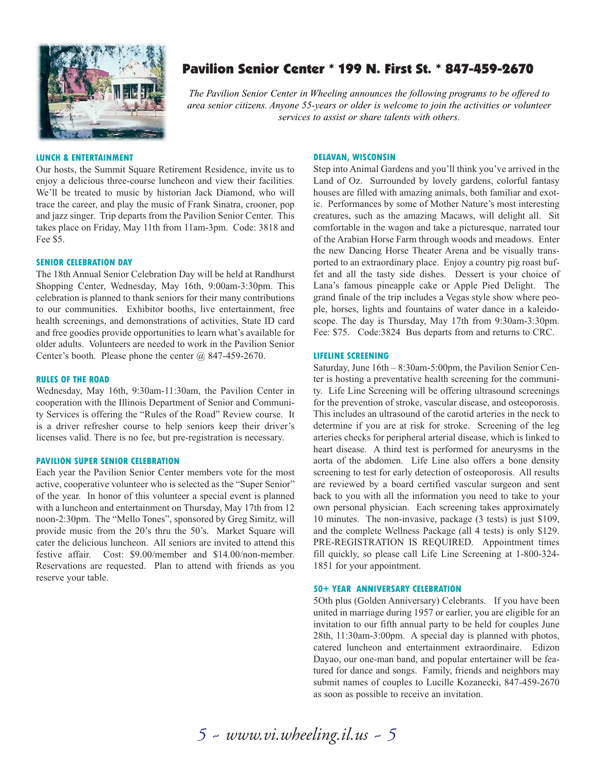# Pavilion Senior Center * 199 N. First St. * 847-459-2670

*The Pavilion Senior Center in Wheeling announces the following programs to be offered to area senior citizens. Anyone 55-years or older is welcome to join the activities or volunteer services to assist or share talents with others.*

### LUNCH & ENTERTAINMENT

Our hosts, the Summit Square Retirement Residence, invite us to enjoy a delicious three-course luncheon and view their facilities. We'll be treated to music by historian Jack Diamond, who will trace the career, and play the music of Frank Sinatra, crooner, pop and jazz singer. Trip departs from the Pavilion Senior Center. This takes place on Friday, May 11th from 11am-3pm. Code: 3818 and Fee $5.

### SENIOR CELEBRATION DAY

The 18th Annual Senior Celebration Day will be held at Randhurst Shopping Center, Wednesday, May 16th, 9:00am-3:30pm. This celebration is planned to thank seniors for their many contributions to our communities. Exhibitor booths, live entertainment, free health screenings, and demonstrations of activities, State ID card and free goodies provide opportunities to learn what's available for older adults. Volunteers are needed to work in the Pavilion Senior Center's booth. Please phone the center @ 847-459-2670.

### RULES OF THE ROAD

Wednesday, May 16th, 9:30am-11:30am, the Pavilion Center in cooperation with the Illinois Department of Senior and Community Services is offering the "Rules of the Road" Review course. It is a driver refresher course to help seniors keep their driver's licenses valid. There is no fee, but pre-registration is necessary.

### PAVILION SUPER SENIOR CELEBRATION

Each year the Pavilion Senior Center members vote for the most active, cooperative volunteer who is selected as the "Super Senior" of the year. In honor of this volunteer a special event is planned with a luncheon and entertainment on Thursday, May 17th from 12 noon-2:30pm. The "Mello Tones", sponsored by Greg Simitz, will provide music from the 20's thru the 50's. Market Square will cater the delicious luncheon. All seniors are invited to attend this festive affair. Cost: $9.00/member and $14.00/non-member. Reservations are requested. Plan to attend with friends as you reserve your table.

### DELAVAN, WISCONSIN

Step into Animal Gardens and you'll think you've arrived in the Land of Oz. Surrounded by lovely gardens, colorful fantasy houses are filled with amazing animals, both familiar and exotic. Performances by some of Mother Nature's most interesting creatures, such as the amazing Macaws, will delight all. Sit comfortable in the wagon and take a picturesque, narrated tour of the Arabian Horse Farm through woods and meadows. Enter the new Dancing Horse Theater Arena and be visually transported to an extraordinary place. Enjoy a country pig roast buffet and all the tasty side dishes. Dessert is your choice of Lana's famous pineapple cake or Apple Pied Delight. The grand finale of the trip includes a Vegas style show where people, horses, lights and fountains of water dance in a kaleidoscope. The day is Thursday, May 17th from 9:30am-3:30pm. Fee: $75. Code:3824 Bus departs from and returns to CRC.

### LIFELINE SCREENING

Saturday, June 16th – 8:30am-5:00pm, the Pavilion Senior Center is hosting a preventative health screening for the community. Life Line Screening will be offering ultrasound screenings for the prevention of stroke, vascular disease, and osteoporosis. This includes an ultrasound of the carotid arteries in the neck to determine if you are at risk for stroke. Screening of the leg arteries checks for peripheral arterial disease, which is linked to heart disease. A third test is performed for aneurysms in the aorta of the abdomen. Life Line also offers a bone density screening to test for early detection of osteoporosis. All results are reviewed by a board certified vascular surgeon and sent back to you with all the information you need to take to your own personal physician. Each screening takes approximately 10 minutes. The non-invasive, package (3 tests) is just $109, and the complete Wellness Package (all 4 tests) is only $129. PRE-REGISTRATION IS REQUIRED. Appointment times fill quickly, so please call Life Line Screening at 1-800-324-1851 for your appointment.

### 50+ YEAR ANNIVERSARY CELEBRATION

5Oth plus (Golden Anniversary) Celebrants. If you have been united in marriage during 1957 or earlier, you are eligible for an invitation to our fifth annual party to be held for couples June 28th, 11:30am-3:00pm. A special day is planned with photos, catered luncheon and entertainment extraordinaire. Edizon Dayao, our one-man band, and popular entertainer will be featured for dance and songs. Family, friends and neighbors may submit names of couples to Lucille Kozanecki, 847-459-2670 as soon as possible to receive an invitation.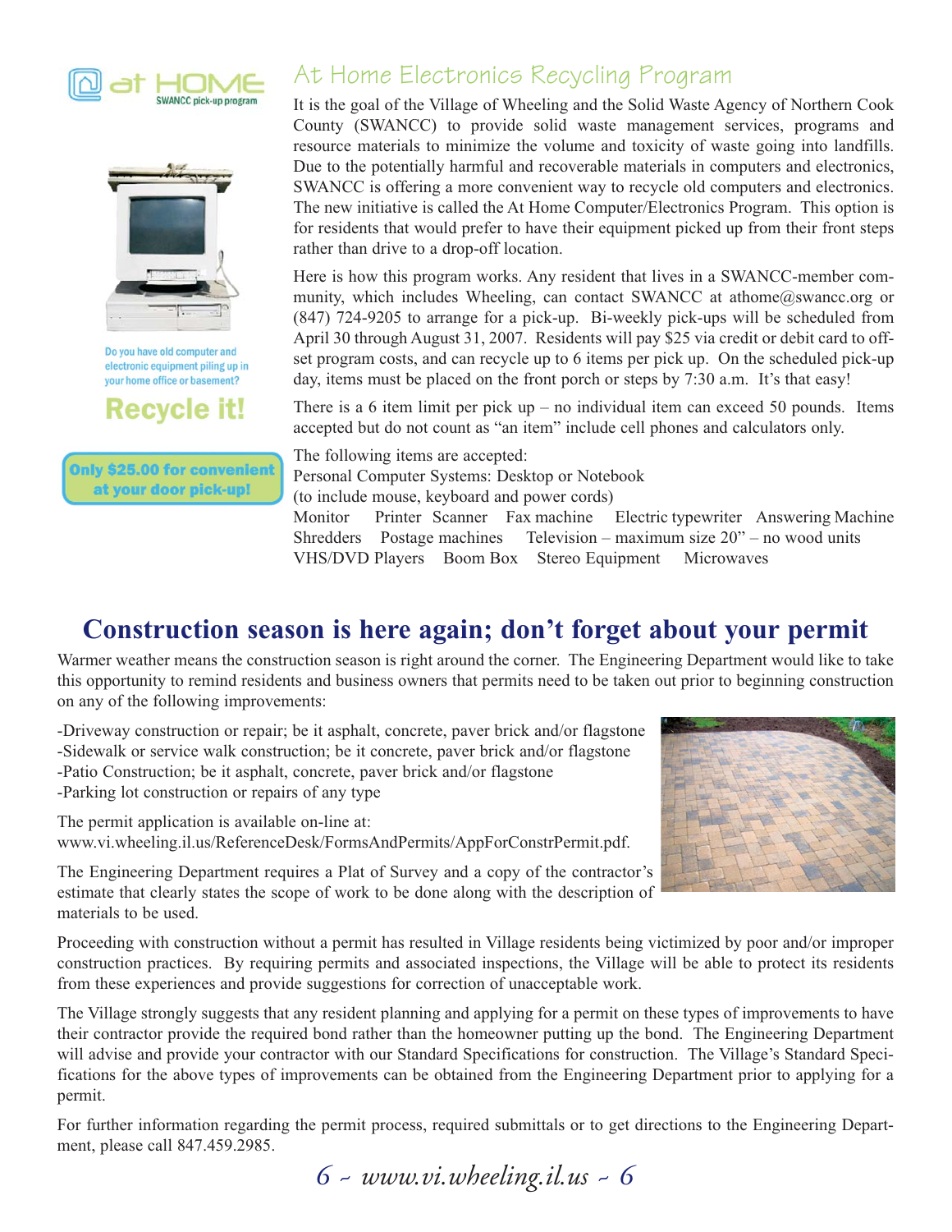@ at HOME
SWANCC pick-up program

Do you have old computer and electronic equipment piling up in your home office or basement?

**Recycle it!**

**Only $25.00 for convenient at your door pick-up!**

## At Home Electronics Recycling Program

It is the goal of the Village of Wheeling and the Solid Waste Agency of Northern Cook County (SWANCC) to provide solid waste management services, programs and resource materials to minimize the volume and toxicity of waste going into landfills. Due to the potentially harmful and recoverable materials in computers and electronics, SWANCC is offering a more convenient way to recycle old computers and electronics. The new initiative is called the At Home Computer/Electronics Program. This option is for residents that would prefer to have their equipment picked up from their front steps rather than drive to a drop-off location.

Here is how this program works. Any resident that lives in a SWANCC-member community, which includes Wheeling, can contact SWANCC at athome@swancc.org or (847) 724-9205 to arrange for a pick-up. Bi-weekly pick-ups will be scheduled from April 30 through August 31, 2007. Residents will pay $25 via credit or debit card to offset program costs, and can recycle up to 6 items per pick up. On the scheduled pick-up day, items must be placed on the front porch or steps by 7:30 a.m. It's that easy!

There is a 6 item limit per pick up – no individual item can exceed 50 pounds. Items accepted but do not count as "an item" include cell phones and calculators only.

The following items are accepted:
Personal Computer Systems: Desktop or Notebook
(to include mouse, keyboard and power cords)
Monitor  Printer  Scanner  Fax machine  Electric typewriter  Answering Machine
Shredders  Postage machines  Television – maximum size 20" – no wood units
VHS/DVD Players  Boom Box  Stereo Equipment  Microwaves

## Construction season is here again; don't forget about your permit

Warmer weather means the construction season is right around the corner. The Engineering Department would like to take this opportunity to remind residents and business owners that permits need to be taken out prior to beginning construction on any of the following improvements:

-Driveway construction or repair; be it asphalt, concrete, paver brick and/or flagstone
-Sidewalk or service walk construction; be it concrete, paver brick and/or flagstone
-Patio Construction; be it asphalt, concrete, paver brick and/or flagstone
-Parking lot construction or repairs of any type

The permit application is available on-line at:
www.vi.wheeling.il.us/ReferenceDesk/FormsAndPermits/AppForConstrPermit.pdf.

The Engineering Department requires a Plat of Survey and a copy of the contractor's estimate that clearly states the scope of work to be done along with the description of materials to be used.

Proceeding with construction without a permit has resulted in Village residents being victimized by poor and/or improper construction practices. By requiring permits and associated inspections, the Village will be able to protect its residents from these experiences and provide suggestions for correction of unacceptable work.

The Village strongly suggests that any resident planning and applying for a permit on these types of improvements to have their contractor provide the required bond rather than the homeowner putting up the bond. The Engineering Department will advise and provide your contractor with our Standard Specifications for construction. The Village's Standard Specifications for the above types of improvements can be obtained from the Engineering Department prior to applying for a permit.

For further information regarding the permit process, required submittals or to get directions to the Engineering Department, please call 847.459.2985.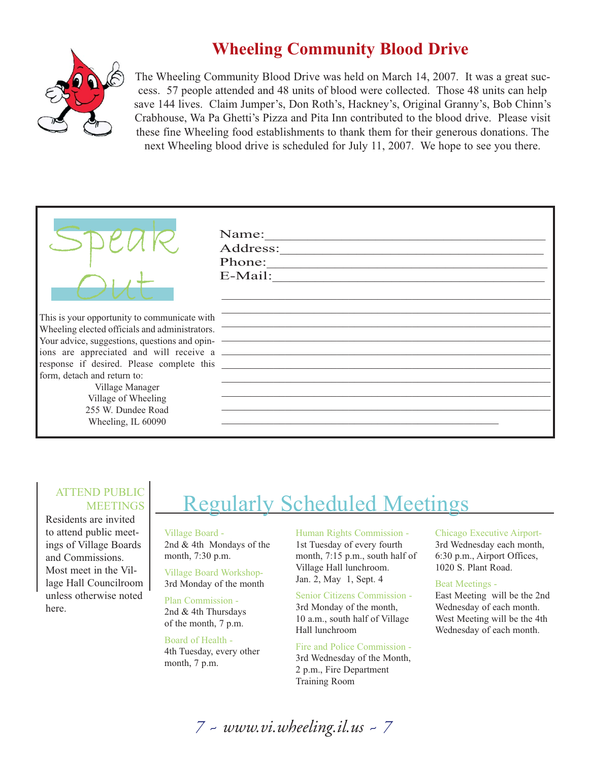## Wheeling Community Blood Drive

The Wheeling Community Blood Drive was held on March 14, 2007. It was a great success. 57 people attended and 48 units of blood were collected. Those 48 units can help save 144 lives. Claim Jumper's, Don Roth's, Hackney's, Original Granny's, Bob Chinn's Crabhouse, Wa Pa Ghetti's Pizza and Pita Inn contributed to the blood drive. Please visit these fine Wheeling food establishments to thank them for their generous donations. The next Wheeling blood drive is scheduled for July 11, 2007. We hope to see you there.

## Speak Out

This is your opportunity to communicate with Wheeling elected officials and administrators. Your advice, suggestions, questions and opinions are appreciated and will receive a response if desired. Please complete this form, detach and return to:

Village Manager
Village of Wheeling
255 W. Dundee Road
Wheeling, IL 60090

Name:\_\_\_\_\_\_\_\_\_\_\_\_\_\_\_\_\_\_\_\_\_\_\_\_\_\_\_\_\_\_\_\_\_\_\_\_\_\_\_\_

Address:\_\_\_\_\_\_\_\_\_\_\_\_\_\_\_\_\_\_\_\_\_\_\_\_\_\_\_\_\_\_\_\_\_\_\_\_\_\_

Phone:\_\_\_\_\_\_\_\_\_\_\_\_\_\_\_\_\_\_\_\_\_\_\_\_\_\_\_\_\_\_\_\_\_\_\_\_\_\_\_\_

E-Mail:\_\_\_\_\_\_\_\_\_\_\_\_\_\_\_\_\_\_\_\_\_\_\_\_\_\_\_\_\_\_\_\_\_\_\_\_\_\_\_

### ATTEND PUBLIC MEETINGS

Residents are invited to attend public meetings of Village Boards and Commissions. Most meet in the Village Hall Councilroom unless otherwise noted here.

## Regularly Scheduled Meetings

**Village Board -**
2nd & 4th Mondays of the month, 7:30 p.m.

**Village Board Workshop-**
3rd Monday of the month

**Plan Commission -**
2nd & 4th Thursdays of the month, 7 p.m.

**Board of Health -**
4th Tuesday, every other month, 7 p.m.

**Human Rights Commission -**
1st Tuesday of every fourth month, 7:15 p.m., south half of Village Hall lunchroom. Jan. 2, May 1, Sept. 4

**Senior Citizens Commission -**
3rd Monday of the month, 10 a.m., south half of Village Hall lunchroom

**Fire and Police Commission -**
3rd Wednesday of the Month, 2 p.m., Fire Department Training Room

**Chicago Executive Airport-**
3rd Wednesday each month, 6:30 p.m., Airport Offices, 1020 S. Plant Road.

**Beat Meetings -**
East Meeting will be the 2nd Wednesday of each month. West Meeting will be the 4th Wednesday of each month.

*www.vi.wheeling.il.us*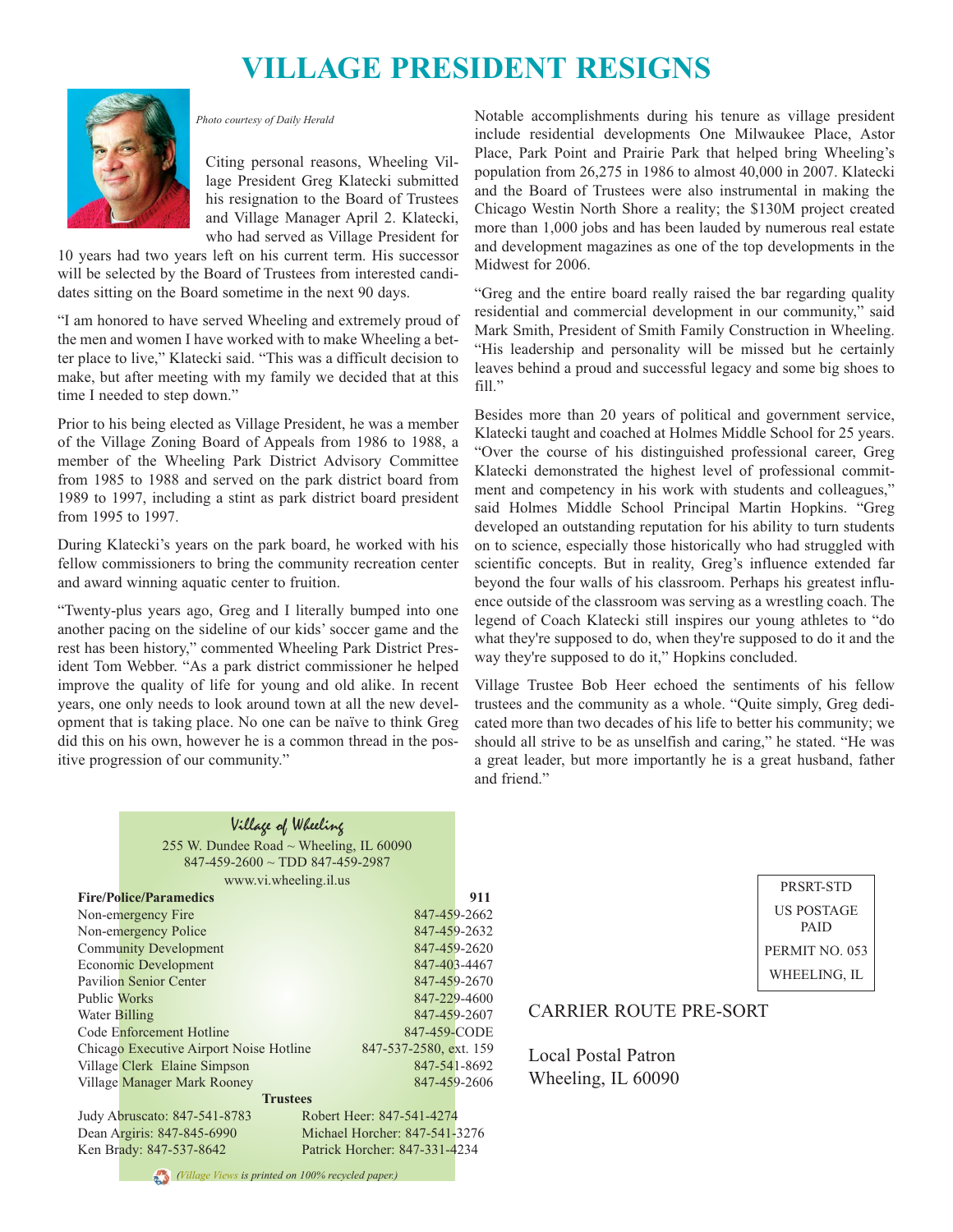# VILLAGE PRESIDENT RESIGNS

*Photo courtesy of Daily Herald*

Citing personal reasons, Wheeling Village President Greg Klatecki submitted his resignation to the Board of Trustees and Village Manager April 2. Klatecki, who had served as Village President for 10 years had two years left on his current term. His successor will be selected by the Board of Trustees from interested candidates sitting on the Board sometime in the next 90 days.

"I am honored to have served Wheeling and extremely proud of the men and women I have worked with to make Wheeling a better place to live," Klatecki said. "This was a difficult decision to make, but after meeting with my family we decided that at this time I needed to step down."

Prior to his being elected as Village President, he was a member of the Village Zoning Board of Appeals from 1986 to 1988, a member of the Wheeling Park District Advisory Committee from 1985 to 1988 and served on the park district board from 1989 to 1997, including a stint as park district board president from 1995 to 1997.

During Klatecki's years on the park board, he worked with his fellow commissioners to bring the community recreation center and award winning aquatic center to fruition.

"Twenty-plus years ago, Greg and I literally bumped into one another pacing on the sideline of our kids' soccer game and the rest has been history," commented Wheeling Park District President Tom Webber. "As a park district commissioner he helped improve the quality of life for young and old alike. In recent years, one only needs to look around town at all the new development that is taking place. No one can be naïve to think Greg did this on his own, however he is a common thread in the positive progression of our community."

Notable accomplishments during his tenure as village president include residential developments One Milwaukee Place, Astor Place, Park Point and Prairie Park that helped bring Wheeling's population from 26,275 in 1986 to almost 40,000 in 2007. Klatecki and the Board of Trustees were also instrumental in making the Chicago Westin North Shore a reality; the $130M project created more than 1,000 jobs and has been lauded by numerous real estate and development magazines as one of the top developments in the Midwest for 2006.

"Greg and the entire board really raised the bar regarding quality residential and commercial development in our community," said Mark Smith, President of Smith Family Construction in Wheeling. "His leadership and personality will be missed but he certainly leaves behind a proud and successful legacy and some big shoes to fill."

Besides more than 20 years of political and government service, Klatecki taught and coached at Holmes Middle School for 25 years. "Over the course of his distinguished professional career, Greg Klatecki demonstrated the highest level of professional commitment and competency in his work with students and colleagues," said Holmes Middle School Principal Martin Hopkins. "Greg developed an outstanding reputation for his ability to turn students on to science, especially those historically who had struggled with scientific concepts. But in reality, Greg's influence extended far beyond the four walls of his classroom. Perhaps his greatest influence outside of the classroom was serving as a wrestling coach. The legend of Coach Klatecki still inspires our young athletes to "do what they're supposed to do, when they're supposed to do it and the way they're supposed to do it," Hopkins concluded.

Village Trustee Bob Heer echoed the sentiments of his fellow trustees and the community as a whole. "Quite simply, Greg dedicated more than two decades of his life to better his community; we should all strive to be as unselfish and caring," he stated. "He was a great leader, but more importantly he is a great husband, father and friend."

---

*Village of Wheeling*

255 W. Dundee Road ~ Wheeling, IL 60090
847-459-2600 ~ TDD 847-459-2987
www.vi.wheeling.il.us

| | |
|---|---|
| **Fire/Police/Paramedics** | **911** |
| Non-emergency Fire | 847-459-2662 |
| Non-emergency Police | 847-459-2632 |
| Community Development | 847-459-2620 |
| Economic Development | 847-403-4467 |
| Pavilion Senior Center | 847-459-2670 |
| Public Works | 847-229-4600 |
| Water Billing | 847-459-2607 |
| Code Enforcement Hotline | 847-459-CODE |
| Chicago Executive Airport Noise Hotline | 847-537-2580, ext. 159 |
| Village Clerk Elaine Simpson | 847-541-8692 |
| Village Manager Mark Rooney | 847-459-2606 |

**Trustees**

| | |
|---|---|
| Judy Abruscato: 847-541-8783 | Robert Heer: 847-541-4274 |
| Dean Argiris: 847-845-6990 | Michael Horcher: 847-541-3276 |
| Ken Brady: 847-537-8642 | Patrick Horcher: 847-331-4234 |

*(Village Views is printed on 100% recycled paper.)*

PRSRT-STD
US POSTAGE
PAID
PERMIT NO. 053
WHEELING, IL

CARRIER ROUTE PRE-SORT

Local Postal Patron
Wheeling, IL 60090